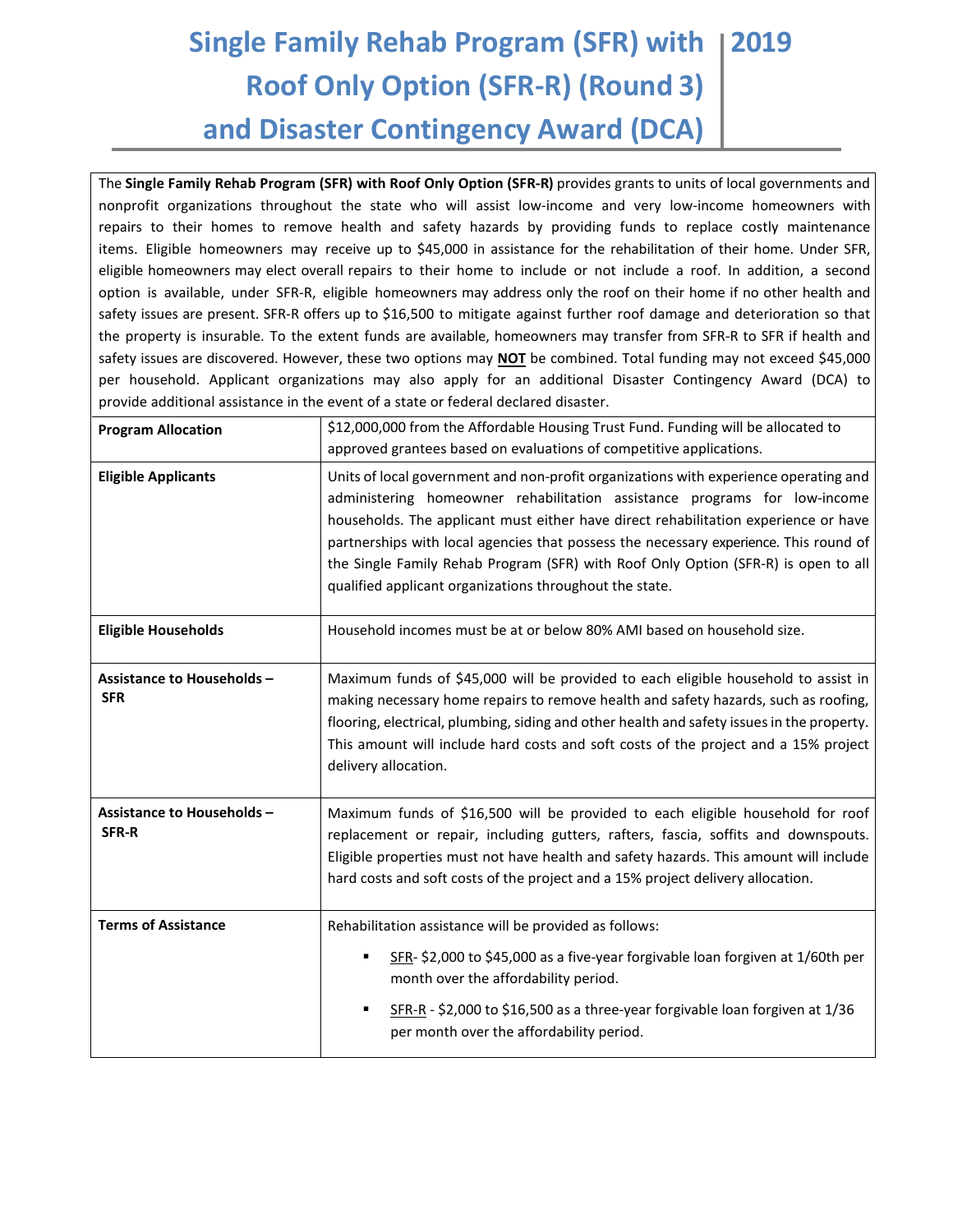# Single Family Rehab Program (SFR) with Roof Only Option (SFR-R) (Round 3) and Disaster Contingency Award (DCA) | 2019

The **Single Family Rehab Program (SFR) with Roof Only Option (SFR-R)** provides grants to units of local governments and nonprofit organizations throughout the state who will assist low-income and very low-income homeowners with repairs to their homes to remove health and safety hazards by providing funds to replace costly maintenance items. Eligible homeowners may receive up to $45,000 in assistance for the rehabilitation of their home. Under SFR, eligible homeowners may elect overall repairs to their home to include or not include a roof. In addition, a second option is available, under SFR-R, eligible homeowners may address only the roof on their home if no other health and safety issues are present. SFR-R offers up to $16,500 to mitigate against further roof damage and deterioration so that the property is insurable. To the extent funds are available, homeowners may transfer from SFR-R to SFR if health and safety issues are discovered. However, these two options may **NOT** be combined. Total funding may not exceed $45,000 per household. Applicant organizations may also apply for an additional Disaster Contingency Award (DCA) to provide additional assistance in the event of a state or federal declared disaster.

| | |
|---|---|
| **Program Allocation** | $12,000,000 from the Affordable Housing Trust Fund. Funding will be allocated to approved grantees based on evaluations of competitive applications. |
| **Eligible Applicants** | Units of local government and non-profit organizations with experience operating and administering homeowner rehabilitation assistance programs for low-income households. The applicant must either have direct rehabilitation experience or have partnerships with local agencies that possess the necessary experience. This round of the Single Family Rehab Program (SFR) with Roof Only Option (SFR-R) is open to all qualified applicant organizations throughout the state. |
| **Eligible Households** | Household incomes must be at or below 80% AMI based on household size. |
| **Assistance to Households – SFR** | Maximum funds of $45,000 will be provided to each eligible household to assist in making necessary home repairs to remove health and safety hazards, such as roofing, flooring, electrical, plumbing, siding and other health and safety issues in the property. This amount will include hard costs and soft costs of the project and a 15% project delivery allocation. |
| **Assistance to Households – SFR-R** | Maximum funds of $16,500 will be provided to each eligible household for roof replacement or repair, including gutters, rafters, fascia, soffits and downspouts. Eligible properties must not have health and safety hazards. This amount will include hard costs and soft costs of the project and a 15% project delivery allocation. |
| **Terms of Assistance** | Rehabilitation assistance will be provided as follows:<br>▪ SFR- $2,000 to $45,000 as a five-year forgivable loan forgiven at 1/60th per month over the affordability period.<br>▪ SFR-R - $2,000 to $16,500 as a three-year forgivable loan forgiven at 1/36 per month over the affordability period. |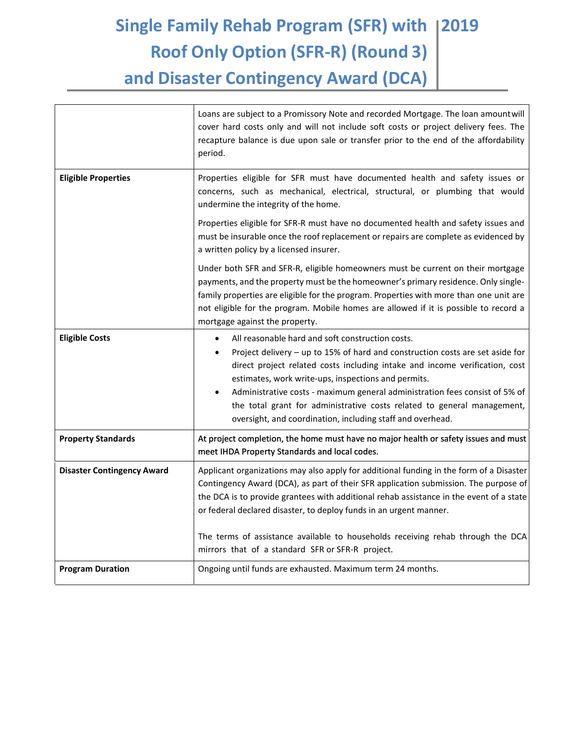| | |
|---|---|
| | Loans are subject to a Promissory Note and recorded Mortgage. The loan amount will cover hard costs only and will not include soft costs or project delivery fees. The recapture balance is due upon sale or transfer prior to the end of the affordability period. |
| **Eligible Properties** | Properties eligible for SFR must have documented health and safety issues or concerns, such as mechanical, electrical, structural, or plumbing that would undermine the integrity of the home.<br><br>Properties eligible for SFR-R must have no documented health and safety issues and must be insurable once the roof replacement or repairs are complete as evidenced by a written policy by a licensed insurer.<br><br>Under both SFR and SFR-R, eligible homeowners must be current on their mortgage payments, and the property must be the homeowner's primary residence. Only single-family properties are eligible for the program. Properties with more than one unit are not eligible for the program. Mobile homes are allowed if it is possible to record a mortgage against the property. |
| **Eligible Costs** | • All reasonable hard and soft construction costs.<br>• Project delivery – up to 15% of hard and construction costs are set aside for direct project related costs including intake and income verification, cost estimates, work write-ups, inspections and permits.<br>• Administrative costs - maximum general administration fees consist of 5% of the total grant for administrative costs related to general management, oversight, and coordination, including staff and overhead. |
| **Property Standards** | At project completion, the home must have no major health or safety issues and must meet IHDA Property Standards and local codes. |
| **Disaster Contingency Award** | Applicant organizations may also apply for additional funding in the form of a Disaster Contingency Award (DCA), as part of their SFR application submission. The purpose of the DCA is to provide grantees with additional rehab assistance in the event of a state or federal declared disaster, to deploy funds in an urgent manner.<br><br>The terms of assistance available to households receiving rehab through the DCA mirrors that of a standard SFR or SFR-R project. |
| **Program Duration** | Ongoing until funds are exhausted. Maximum term 24 months. |